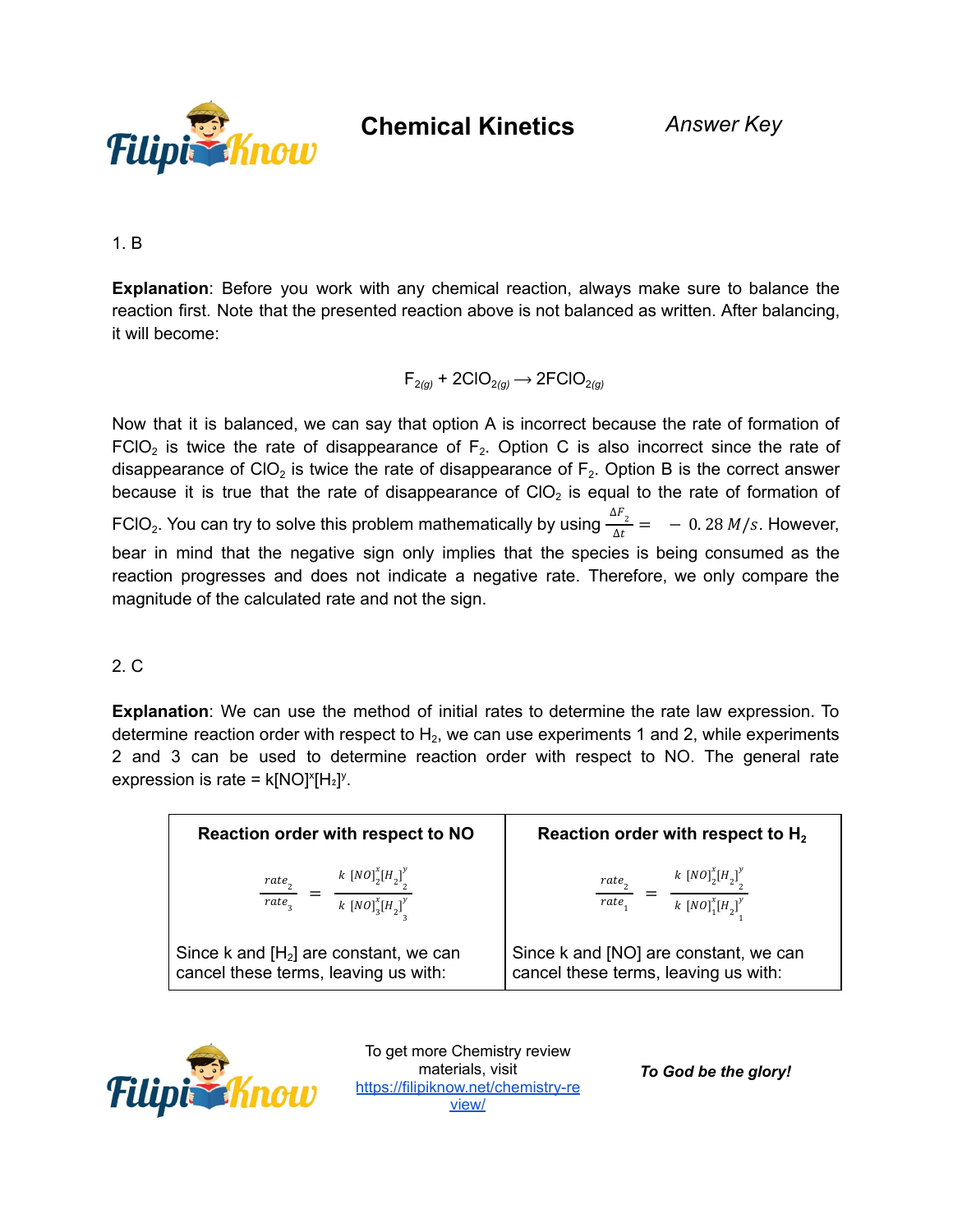# Chemical Kinetics

*Answer Key*

1. B

**Explanation**: Before you work with any chemical reaction, always make sure to balance the reaction first. Note that the presented reaction above is not balanced as written. After balancing, it will become:

$$F_{2(g)} + 2ClO_{2(g)} \longrightarrow 2FClO_{2(g)}$$

Now that it is balanced, we can say that option A is incorrect because the rate of formation of $FClO_2$ is twice the rate of disappearance of $F_2$. Option C is also incorrect since the rate of disappearance of $ClO_2$ is twice the rate of disappearance of $F_2$. Option B is the correct answer because it is true that the rate of disappearance of $ClO_2$ is equal to the rate of formation of $FClO_2$. You can try to solve this problem mathematically by using $\frac{\Delta F_2}{\Delta t} = -0.28\ M/s$. However, bear in mind that the negative sign only implies that the species is being consumed as the reaction progresses and does not indicate a negative rate. Therefore, we only compare the magnitude of the calculated rate and not the sign.

2. C

**Explanation**: We can use the method of initial rates to determine the rate law expression. To determine reaction order with respect to $H_2$, we can use experiments 1 and 2, while experiments 2 and 3 can be used to determine reaction order with respect to NO. The general rate expression is rate = $k[NO]^x[H_2]^y$.

| Reaction order with respect to NO | Reaction order with respect to $H_2$ |
|---|---|
| $\frac{rate_2}{rate_3} = \frac{k\ [NO]_2^x[H_2]_2^y}{k\ [NO]_3^x[H_2]_3^y}$ | $\frac{rate_2}{rate_1} = \frac{k\ [NO]_2^x[H_2]_2^y}{k\ [NO]_1^x[H_2]_1^y}$ |
| Since k and $[H_2]$ are constant, we can cancel these terms, leaving us with: | Since k and [NO] are constant, we can cancel these terms, leaving us with: |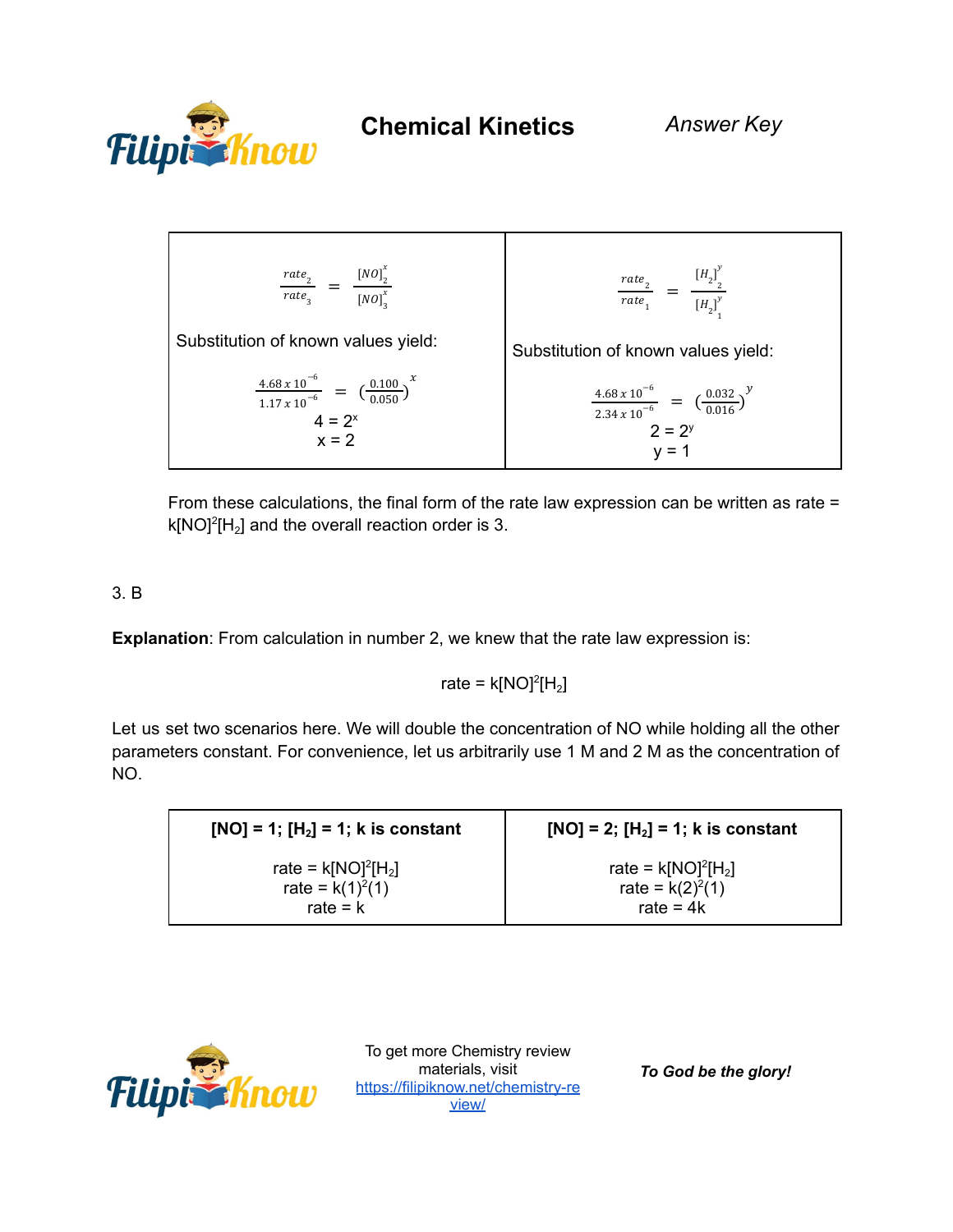| $$\frac{rate_2}{rate_3} = \frac{[NO]_2^x}{[NO]_3^x}$$ Substitution of known values yield: $$\frac{4.68 \times 10^{-6}}{1.17 \times 10^{-6}} = \left(\frac{0.100}{0.050}\right)^x$$ $4 = 2^x$ $x = 2$ | $$\frac{rate_2}{rate_1} = \frac{[H_2]_2^y}{[H_2]_1^y}$$ Substitution of known values yield: $$\frac{4.68 \times 10^{-6}}{2.34 \times 10^{-6}} = \left(\frac{0.032}{0.016}\right)^y$$ $2 = 2^y$ $y = 1$ |
|---|---|

From these calculations, the final form of the rate law expression can be written as rate = $k[NO]^2[H_2]$ and the overall reaction order is 3.

3. B

**Explanation**: From calculation in number 2, we knew that the rate law expression is:

$$\text{rate} = k[NO]^2[H_2]$$

Let us set two scenarios here. We will double the concentration of NO while holding all the other parameters constant. For convenience, let us arbitrarily use 1 M and 2 M as the concentration of NO.

| **[NO] = 1; $[H_2]$ = 1; k is constant** | **[NO] = 2; $[H_2]$ = 1; k is constant** |
|---|---|
| rate = $k[NO]^2[H_2]$ <br> rate = $k(1)^2(1)$ <br> rate = k | rate = $k[NO]^2[H_2]$ <br> rate = $k(2)^2(1)$ <br> rate = 4k |

To get more Chemistry review materials, visit https://filipiknow.net/chemistry-review/

***To God be the glory!***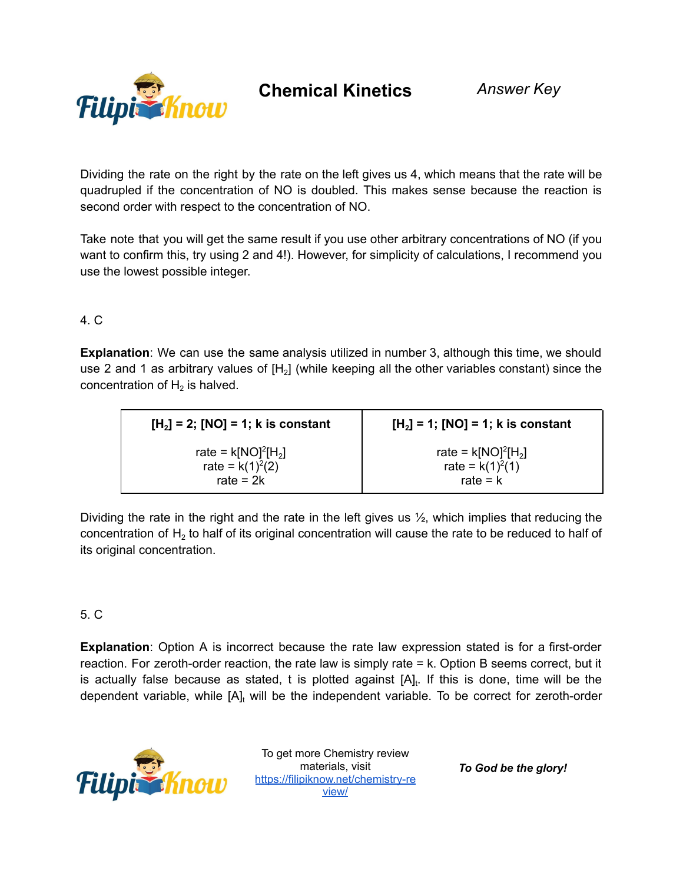Dividing the rate on the right by the rate on the left gives us 4, which means that the rate will be quadrupled if the concentration of NO is doubled. This makes sense because the reaction is second order with respect to the concentration of NO.

Take note that you will get the same result if you use other arbitrary concentrations of NO (if you want to confirm this, try using 2 and 4!). However, for simplicity of calculations, I recommend you use the lowest possible integer.

4. C

**Explanation**: We can use the same analysis utilized in number 3, although this time, we should use 2 and 1 as arbitrary values of $[H_2]$ (while keeping all the other variables constant) since the concentration of $H_2$ is halved.

| **$[H_2]$ = 2; [NO] = 1; k is constant** | **$[H_2]$ = 1; [NO] = 1; k is constant** |
|---|---|
| rate = $k[NO]^2[H_2]$<br>rate = $k(1)^2(2)$<br>rate = 2k | rate = $k[NO]^2[H_2]$<br>rate = $k(1)^2(1)$<br>rate = k |

Dividing the rate in the right and the rate in the left gives us ½, which implies that reducing the concentration of $H_2$ to half of its original concentration will cause the rate to be reduced to half of its original concentration.

5. C

**Explanation**: Option A is incorrect because the rate law expression stated is for a first-order reaction. For zeroth-order reaction, the rate law is simply rate = k. Option B seems correct, but it is actually false because as stated, t is plotted against $[A]_t$. If this is done, time will be the dependent variable, while $[A]_t$ will be the independent variable. To be correct for zeroth-order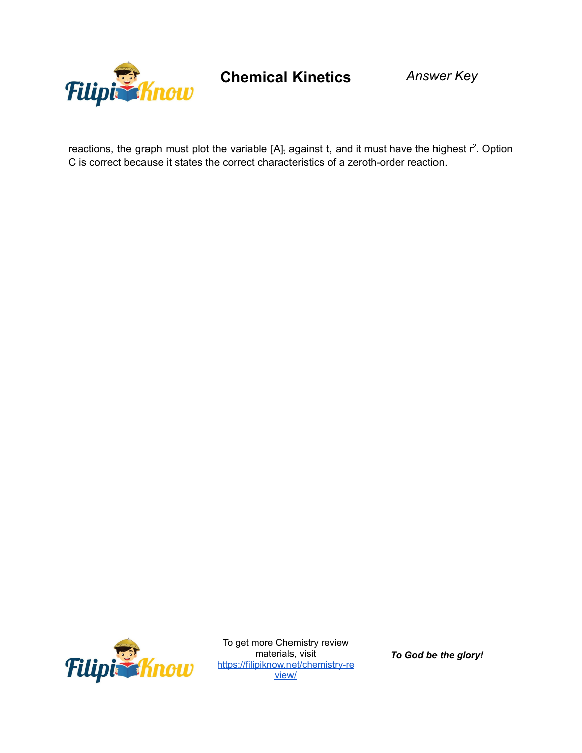reactions, the graph must plot the variable $[A]_t$ against t, and it must have the highest $r^2$. Option C is correct because it states the correct characteristics of a zeroth-order reaction.